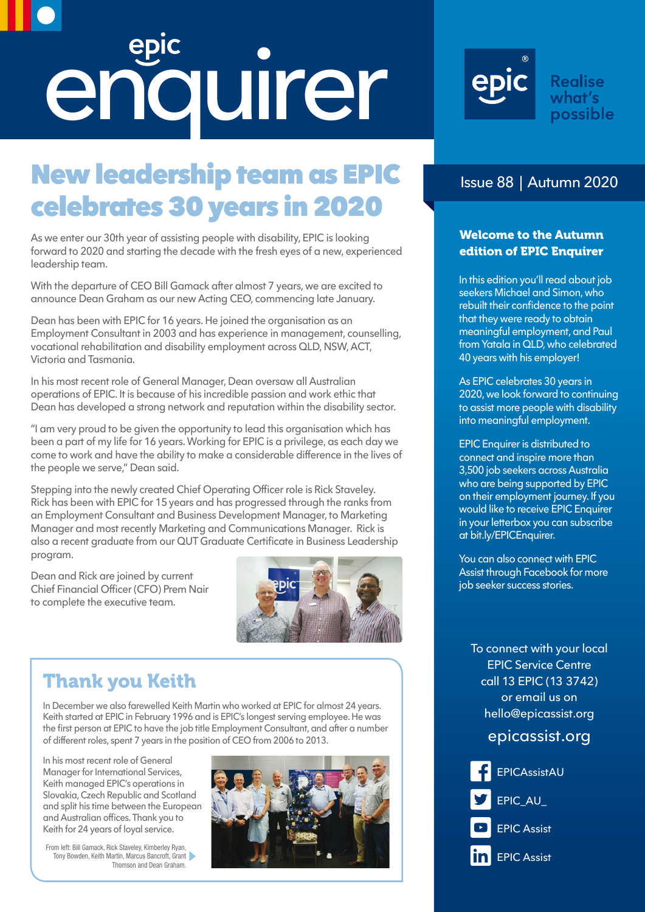# epic enquirer

epic® Realise what's possible

Issue 88 | Autumn 2020

## New leadership team as EPIC celebrates 30 years in 2020

As we enter our 30th year of assisting people with disability, EPIC is looking forward to 2020 and starting the decade with the fresh eyes of a new, experienced leadership team.

With the departure of CEO Bill Gamack after almost 7 years, we are excited to announce Dean Graham as our new Acting CEO, commencing late January.

Dean has been with EPIC for 16 years. He joined the organisation as an Employment Consultant in 2003 and has experience in management, counselling, vocational rehabilitation and disability employment across QLD, NSW, ACT, Victoria and Tasmania.

In his most recent role of General Manager, Dean oversaw all Australian operations of EPIC. It is because of his incredible passion and work ethic that Dean has developed a strong network and reputation within the disability sector.

"I am very proud to be given the opportunity to lead this organisation which has been a part of my life for 16 years. Working for EPIC is a privilege, as each day we come to work and have the ability to make a considerable difference in the lives of the people we serve," Dean said.

Stepping into the newly created Chief Operating Officer role is Rick Staveley. Rick has been with EPIC for 15 years and has progressed through the ranks from an Employment Consultant and Business Development Manager, to Marketing Manager and most recently Marketing and Communications Manager. Rick is also a recent graduate from our QUT Graduate Certificate in Business Leadership program.

Dean and Rick are joined by current Chief Financial Officer (CFO) Prem Nair to complete the executive team.

## Thank you Keith

In December we also farewelled Keith Martin who worked at EPIC for almost 24 years. Keith started at EPIC in February 1996 and is EPIC's longest serving employee. He was the first person at EPIC to have the job title Employment Consultant, and after a number of different roles, spent 7 years in the position of CEO from 2006 to 2013.

In his most recent role of General Manager for International Services, Keith managed EPIC's operations in Slovakia, Czech Republic and Scotland and split his time between the European and Australian offices. Thank you to Keith for 24 years of loyal service.

From left: Bill Gamack, Rick Staveley, Kimberley Ryan, Tony Bowden, Keith Martin, Marcus Bancroft, Grant Thomson and Dean Graham.

### Welcome to the Autumn edition of EPIC Enquirer

In this edition you'll read about job seekers Michael and Simon, who rebuilt their confidence to the point that they were ready to obtain meaningful employment, and Paul from Yatala in QLD, who celebrated 40 years with his employer!

As EPIC celebrates 30 years in 2020, we look forward to continuing to assist more people with disability into meaningful employment.

EPIC Enquirer is distributed to connect and inspire more than 3,500 job seekers across Australia who are being supported by EPIC on their employment journey. If you would like to receive EPIC Enquirer in your letterbox you can subscribe at bit.ly/EPICEnquirer.

You can also connect with EPIC Assist through Facebook for more job seeker success stories.

To connect with your local EPIC Service Centre call 13 EPIC (13 3742) or email us on hello@epicassist.org

epicassist.org

EPICAssistAU

EPIC_AU_

EPIC Assist

EPIC Assist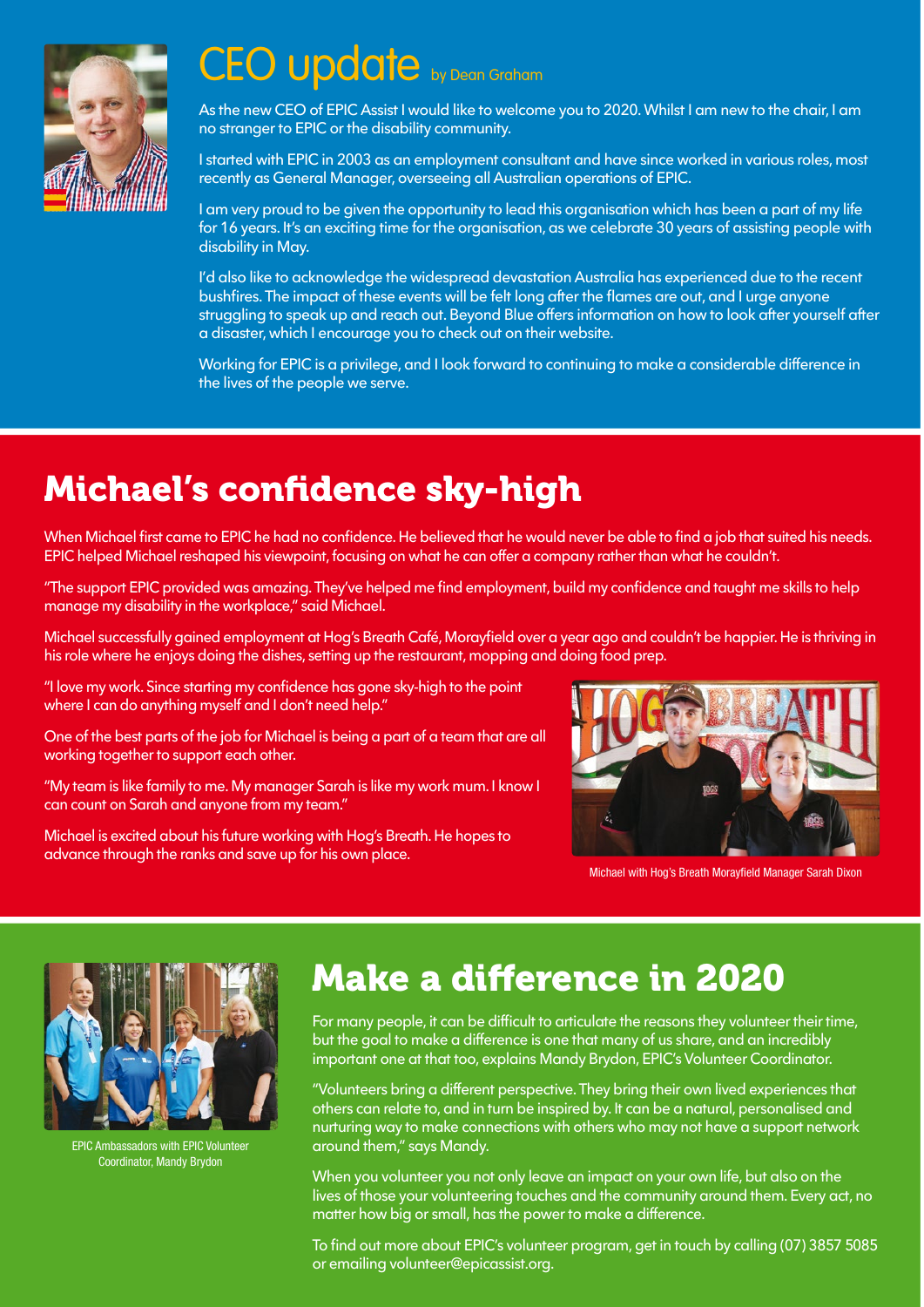# CEO update by Dean Graham

As the new CEO of EPIC Assist I would like to welcome you to 2020. Whilst I am new to the chair, I am no stranger to EPIC or the disability community.

I started with EPIC in 2003 as an employment consultant and have since worked in various roles, most recently as General Manager, overseeing all Australian operations of EPIC.

I am very proud to be given the opportunity to lead this organisation which has been a part of my life for 16 years. It's an exciting time for the organisation, as we celebrate 30 years of assisting people with disability in May.

I'd also like to acknowledge the widespread devastation Australia has experienced due to the recent bushfires. The impact of these events will be felt long after the flames are out, and I urge anyone struggling to speak up and reach out. Beyond Blue offers information on how to look after yourself after a disaster, which I encourage you to check out on their website.

Working for EPIC is a privilege, and I look forward to continuing to make a considerable difference in the lives of the people we serve.

# Michael's confidence sky-high

When Michael first came to EPIC he had no confidence. He believed that he would never be able to find a job that suited his needs. EPIC helped Michael reshaped his viewpoint, focusing on what he can offer a company rather than what he couldn't.

"The support EPIC provided was amazing. They've helped me find employment, build my confidence and taught me skills to help manage my disability in the workplace," said Michael.

Michael successfully gained employment at Hog's Breath Café, Morayfield over a year ago and couldn't be happier. He is thriving in his role where he enjoys doing the dishes, setting up the restaurant, mopping and doing food prep.

"I love my work. Since starting my confidence has gone sky-high to the point where I can do anything myself and I don't need help."

One of the best parts of the job for Michael is being a part of a team that are all working together to support each other.

"My team is like family to me. My manager Sarah is like my work mum. I know I can count on Sarah and anyone from my team."

Michael is excited about his future working with Hog's Breath. He hopes to advance through the ranks and save up for his own place.

Michael with Hog's Breath Morayfield Manager Sarah Dixon

# Make a difference in 2020

EPIC Ambassadors with EPIC Volunteer Coordinator, Mandy Brydon

For many people, it can be difficult to articulate the reasons they volunteer their time, but the goal to make a difference is one that many of us share, and an incredibly important one at that too, explains Mandy Brydon, EPIC's Volunteer Coordinator.

"Volunteers bring a different perspective. They bring their own lived experiences that others can relate to, and in turn be inspired by. It can be a natural, personalised and nurturing way to make connections with others who may not have a support network around them," says Mandy.

When you volunteer you not only leave an impact on your own life, but also on the lives of those your volunteering touches and the community around them. Every act, no matter how big or small, has the power to make a difference.

To find out more about EPIC's volunteer program, get in touch by calling (07) 3857 5085 or emailing volunteer@epicassist.org.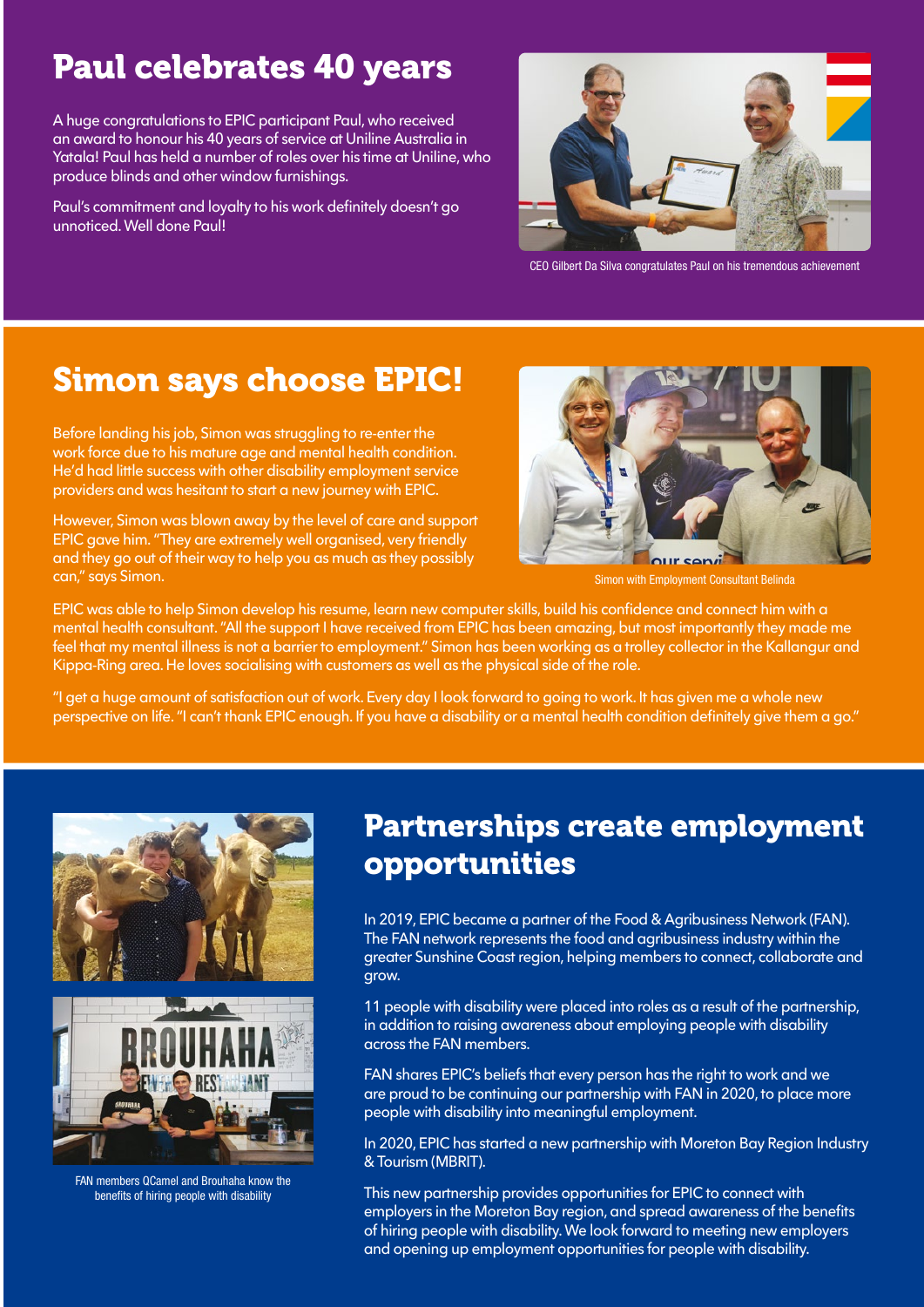## Paul celebrates 40 years

A huge congratulations to EPIC participant Paul, who received an award to honour his 40 years of service at Uniline Australia in Yatala! Paul has held a number of roles over his time at Uniline, who produce blinds and other window furnishings.

Paul's commitment and loyalty to his work definitely doesn't go unnoticed. Well done Paul!

CEO Gilbert Da Silva congratulates Paul on his tremendous achievement

## Simon says choose EPIC!

Before landing his job, Simon was struggling to re-enter the work force due to his mature age and mental health condition. He'd had little success with other disability employment service providers and was hesitant to start a new journey with EPIC.

However, Simon was blown away by the level of care and support EPIC gave him. "They are extremely well organised, very friendly and they go out of their way to help you as much as they possibly can," says Simon.

Simon with Employment Consultant Belinda

EPIC was able to help Simon develop his resume, learn new computer skills, build his confidence and connect him with a mental health consultant. "All the support I have received from EPIC has been amazing, but most importantly they made me feel that my mental illness is not a barrier to employment." Simon has been working as a trolley collector in the Kallangur and Kippa-Ring area. He loves socialising with customers as well as the physical side of the role.

"I get a huge amount of satisfaction out of work. Every day I look forward to going to work. It has given me a whole new perspective on life. "I can't thank EPIC enough. If you have a disability or a mental health condition definitely give them a go."

## Partnerships create employment opportunities

In 2019, EPIC became a partner of the Food & Agribusiness Network (FAN). The FAN network represents the food and agribusiness industry within the greater Sunshine Coast region, helping members to connect, collaborate and grow.

11 people with disability were placed into roles as a result of the partnership, in addition to raising awareness about employing people with disability across the FAN members.

FAN shares EPIC's beliefs that every person has the right to work and we are proud to be continuing our partnership with FAN in 2020, to place more people with disability into meaningful employment.

In 2020, EPIC has started a new partnership with Moreton Bay Region Industry & Tourism (MBRIT).

This new partnership provides opportunities for EPIC to connect with employers in the Moreton Bay region, and spread awareness of the benefits of hiring people with disability. We look forward to meeting new employers and opening up employment opportunities for people with disability.

FAN members QCamel and Brouhaha know the benefits of hiring people with disability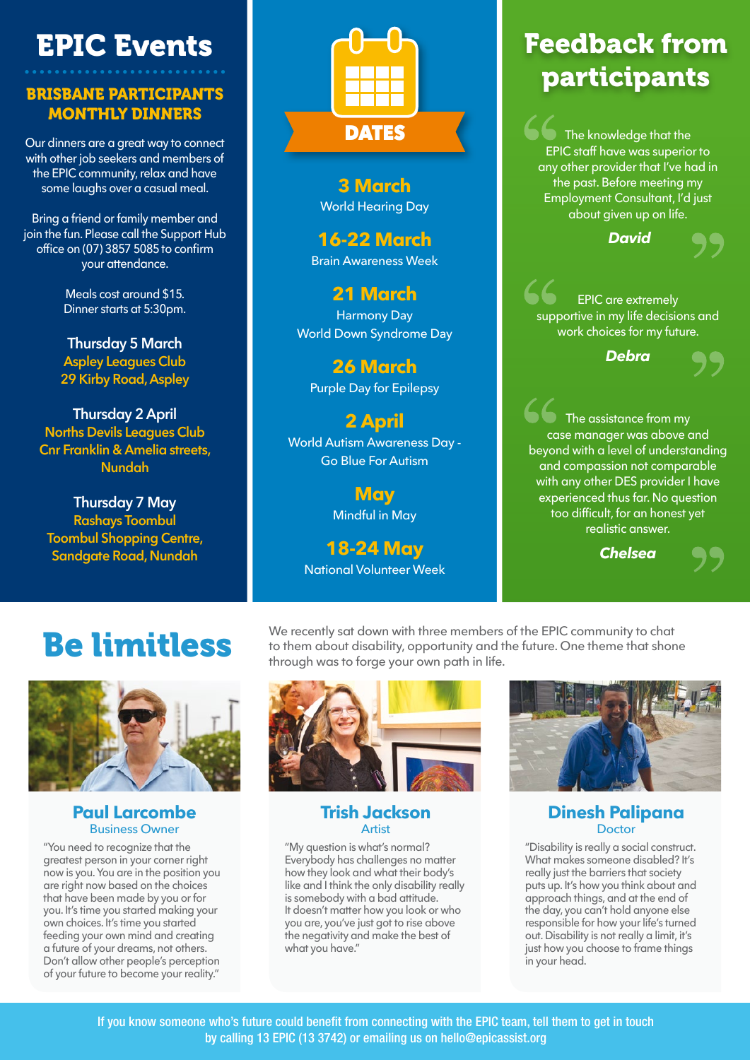# EPIC Events

## BRISBANE PARTICIPANTS MONTHLY DINNERS

Our dinners are a great way to connect with other job seekers and members of the EPIC community, relax and have some laughs over a casual meal.

Bring a friend or family member and join the fun. Please call the Support Hub office on (07) 3857 5085 to confirm your attendance.

Meals cost around $15.
Dinner starts at 5:30pm.

**Thursday 5 March**
Aspley Leagues Club
29 Kirby Road, Aspley

**Thursday 2 April**
Norths Devils Leagues Club
Cnr Franklin & Amelia streets, Nundah

**Thursday 7 May**
Rashays Toombul
Toombul Shopping Centre, Sandgate Road, Nundah

## DATES

**3 March**
World Hearing Day

**16-22 March**
Brain Awareness Week

**21 March**
Harmony Day
World Down Syndrome Day

**26 March**
Purple Day for Epilepsy

**2 April**
World Autism Awareness Day - Go Blue For Autism

**May**
Mindful in May

**18-24 May**
National Volunteer Week

## Feedback from participants

"The knowledge that the EPIC staff have was superior to any other provider that I've had in the past. Before meeting my Employment Consultant, I'd just about given up on life."

***David***

"EPIC are extremely supportive in my life decisions and work choices for my future."

***Debra***

"The assistance from my case manager was above and beyond with a level of understanding and compassion not comparable with any other DES provider I have experienced thus far. No question too difficult, for an honest yet realistic answer."

***Chelsea***

# Be limitless

We recently sat down with three members of the EPIC community to chat to them about disability, opportunity and the future. One theme that shone through was to forge your own path in life.

### Paul Larcombe
Business Owner

"You need to recognize that the greatest person in your corner right now is you. You are in the position you are right now based on the choices that have been made by you or for you. It's time you started making your own choices. It's time you started feeding your own mind and creating a future of your dreams, not others. Don't allow other people's perception of your future to become your reality."

### Trish Jackson
Artist

"My question is what's normal? Everybody has challenges no matter how they look and what their body's like and I think the only disability really is somebody with a bad attitude. It doesn't matter how you look or who you are, you've just got to rise above the negativity and make the best of what you have."

### Dinesh Palipana
Doctor

"Disability is really a social construct. What makes someone disabled? It's really just the barriers that society puts up. It's how you think about and approach things, and at the end of the day, you can't hold anyone else responsible for how your life's turned out. Disability is not really a limit, it's just how you choose to frame things in your head.

If you know someone who's future could benefit from connecting with the EPIC team, tell them to get in touch by calling 13 EPIC (13 3742) or emailing us on hello@epicassist.org